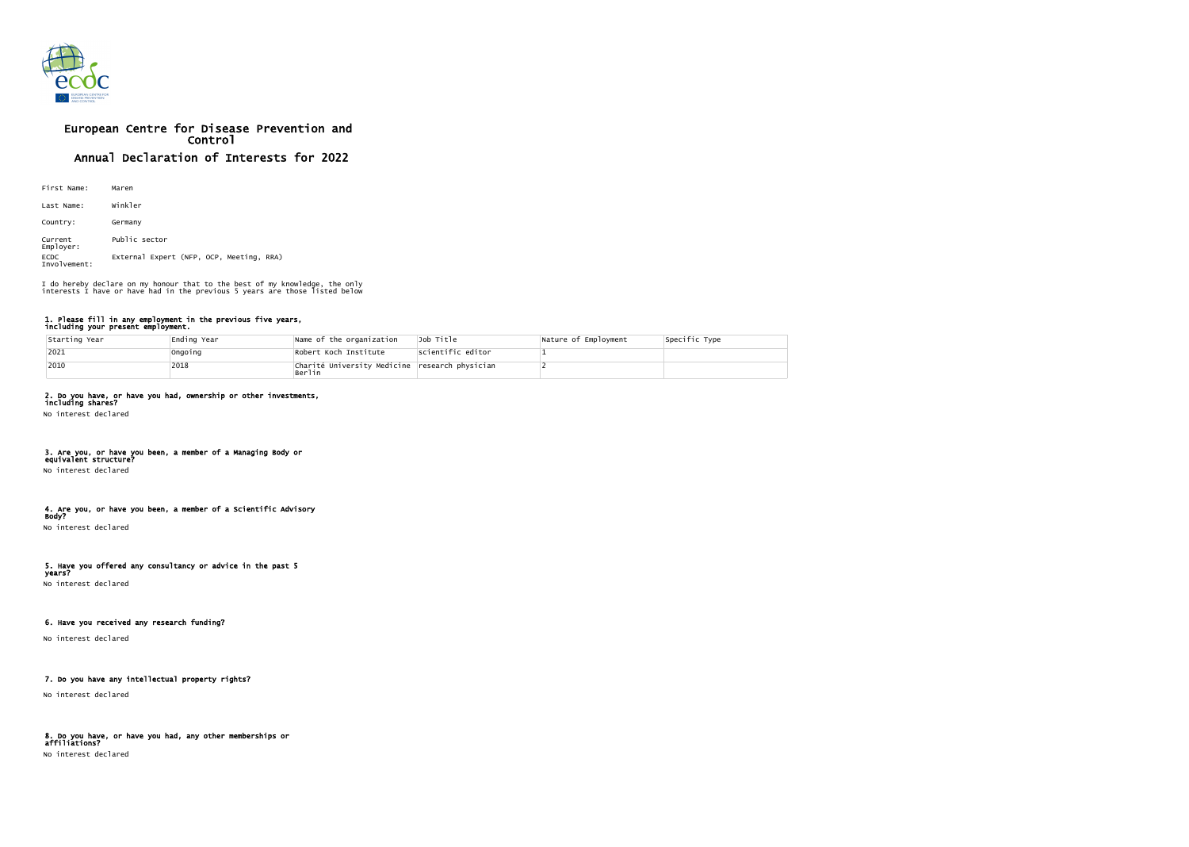# European Centre for Disease Prevention and Control

## Annual Declaration of Interests for 2022

First Name: Maren

Last Name: Winkler

Country: Germany

Current Employer: Public sector

ECDC Involvement: External Expert (NFP, OCP, Meeting, RRA)

I do hereby declare on my honour that to the best of my knowledge, the only interests I have or have had in the previous 5 years are those listed below

### 1. Please fill in any employment in the previous five years, including your present employment.

| Starting Year | Ending Year | Name of the organization | Job Title | Nature of Employment | Specific Type |
|---|---|---|---|---|---|
| 2021 | Ongoing | Robert Koch Institute | scientific editor | 1 | |
| 2010 | 2018 | Charité University Medicine Berlin | research physician | 2 | |

### 2. Do you have, or have you had, ownership or other investments, including shares?

No interest declared

### 3. Are you, or have you been, a member of a Managing Body or equivalent structure?

No interest declared

### 4. Are you, or have you been, a member of a Scientific Advisory Body?

No interest declared

### 5. Have you offered any consultancy or advice in the past 5 years?

No interest declared

### 6. Have you received any research funding?

No interest declared

### 7. Do you have any intellectual property rights?

No interest declared

### 8. Do you have, or have you had, any other memberships or affiliations?

No interest declared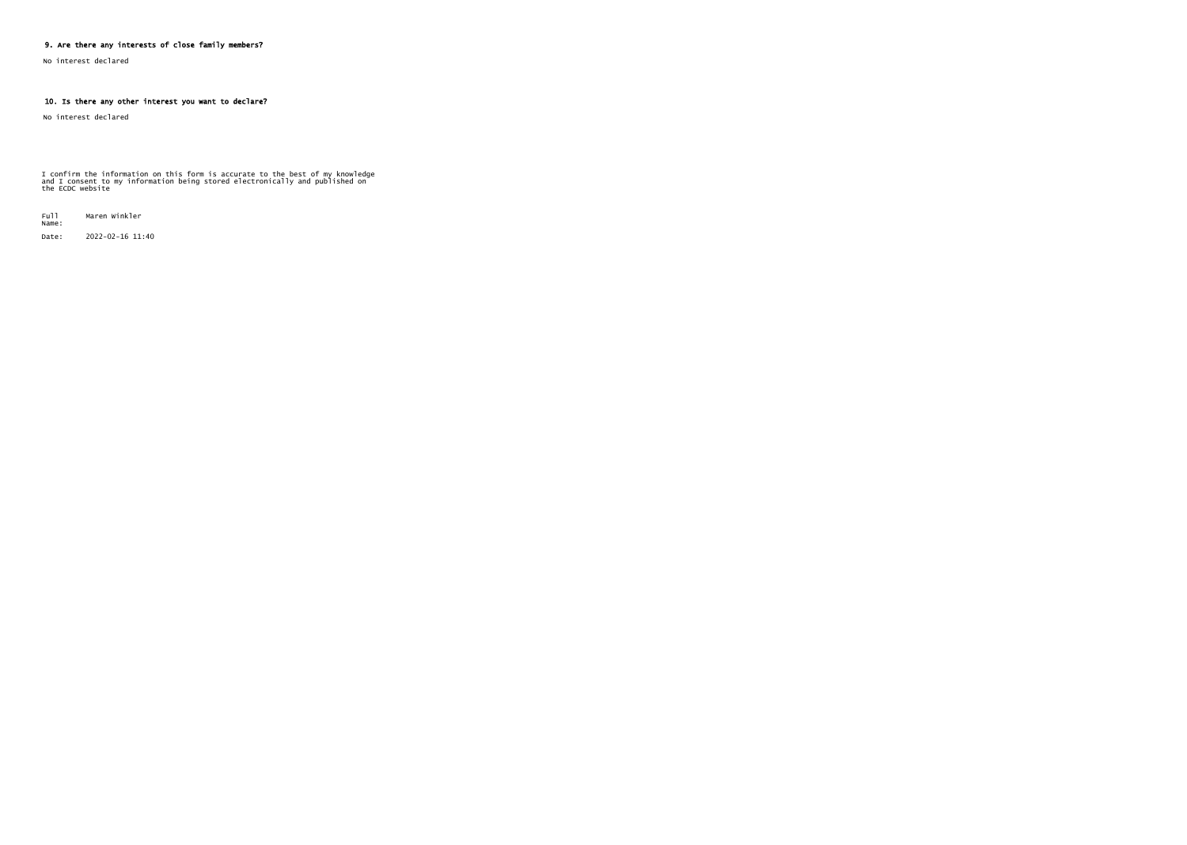### 9. Are there any interests of close family members?

No interest declared

### 10. Is there any other interest you want to declare?

No interest declared

I confirm the information on this form is accurate to the best of my knowledge and I consent to my information being stored electronically and published on the ECDC website

Full Name: Maren Winkler

Date: 2022-02-16 11:40